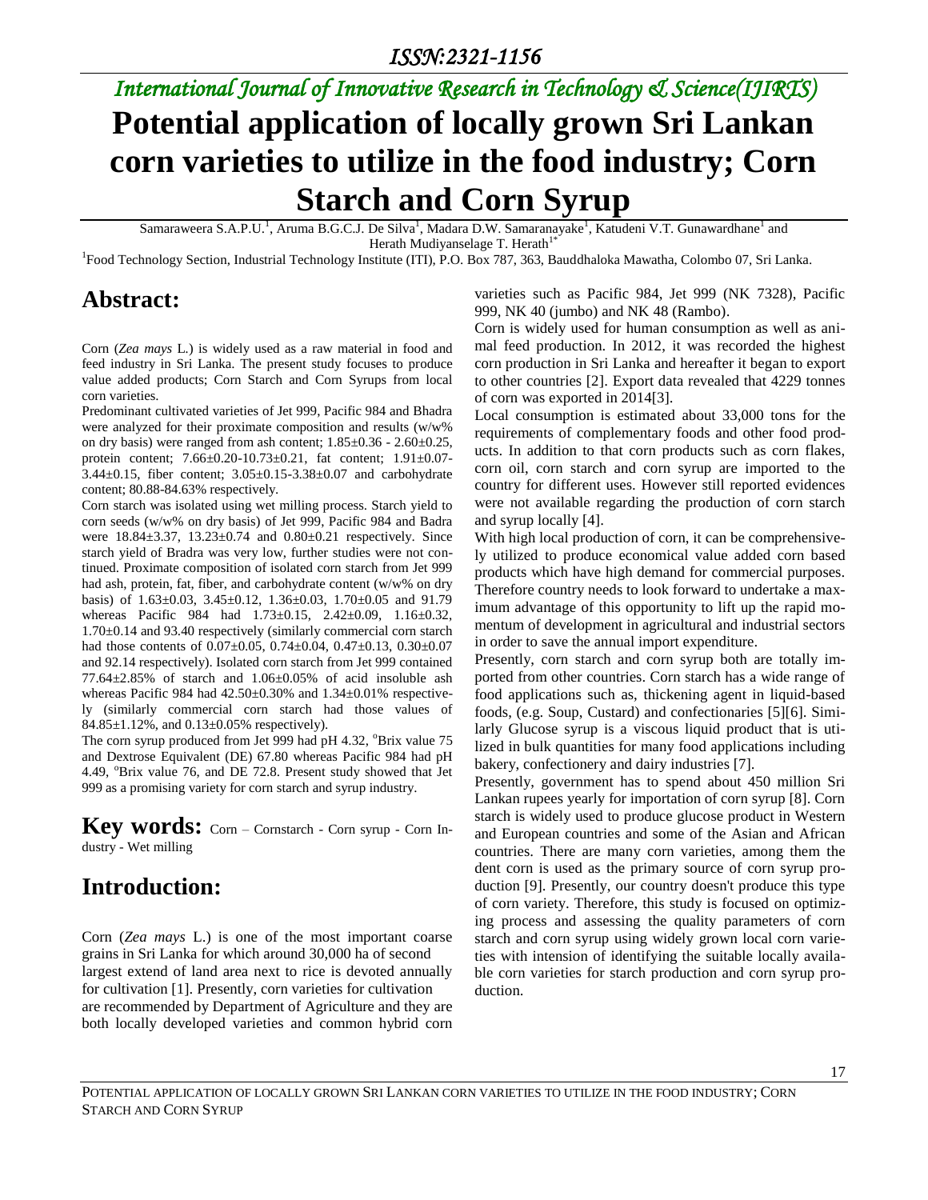# Potential application of locally grown Sri Lankan corn varieties to utilize in the food industry; Corn Starch and Corn Syrup

Samaraweera S.A.P.U.[1], Aruma B.G.C.J. De Silva[1], Madara D.W. Samaranayake[1], Katudeni V.T. Gunawardhane[1] and Herath Mudiyanselage T. Herath[1*]

[1]Food Technology Section, Industrial Technology Institute (ITI), P.O. Box 787, 363, Bauddhaloka Mawatha, Colombo 07, Sri Lanka.

## Abstract:

Corn (*Zea mays* L.) is widely used as a raw material in food and feed industry in Sri Lanka. The present study focuses to produce value added products; Corn Starch and Corn Syrups from local corn varieties.

Predominant cultivated varieties of Jet 999, Pacific 984 and Bhadra were analyzed for their proximate composition and results (w/w% on dry basis) were ranged from ash content; 1.85±0.36 - 2.60±0.25, protein content; 7.66±0.20-10.73±0.21, fat content; 1.91±0.07-3.44±0.15, fiber content; 3.05±0.15-3.38±0.07 and carbohydrate content; 80.88-84.63% respectively.

Corn starch was isolated using wet milling process. Starch yield to corn seeds (w/w% on dry basis) of Jet 999, Pacific 984 and Badra were 18.84±3.37, 13.23±0.74 and 0.80±0.21 respectively. Since starch yield of Bradra was very low, further studies were not continued. Proximate composition of isolated corn starch from Jet 999 had ash, protein, fat, fiber, and carbohydrate content (w/w% on dry basis) of 1.63±0.03, 3.45±0.12, 1.36±0.03, 1.70±0.05 and 91.79 whereas Pacific 984 had 1.73±0.15, 2.42±0.09, 1.16±0.32, 1.70±0.14 and 93.40 respectively (similarly commercial corn starch had those contents of 0.07±0.05, 0.74±0.04, 0.47±0.13, 0.30±0.07 and 92.14 respectively). Isolated corn starch from Jet 999 contained 77.64±2.85% of starch and 1.06±0.05% of acid insoluble ash whereas Pacific 984 had 42.50±0.30% and 1.34±0.01% respectively (similarly commercial corn starch had those values of 84.85±1.12%, and 0.13±0.05% respectively).

The corn syrup produced from Jet 999 had pH 4.32, °Brix value 75 and Dextrose Equivalent (DE) 67.80 whereas Pacific 984 had pH 4.49, °Brix value 76, and DE 72.8. Present study showed that Jet 999 as a promising variety for corn starch and syrup industry.

**Key words:** Corn – Cornstarch - Corn syrup - Corn Industry - Wet milling

## Introduction:

Corn (*Zea mays* L.) is one of the most important coarse grains in Sri Lanka for which around 30,000 ha of second largest extend of land area next to rice is devoted annually for cultivation [1]. Presently, corn varieties for cultivation are recommended by Department of Agriculture and they are both locally developed varieties and common hybrid corn varieties such as Pacific 984, Jet 999 (NK 7328), Pacific 999, NK 40 (jumbo) and NK 48 (Rambo).

Corn is widely used for human consumption as well as animal feed production. In 2012, it was recorded the highest corn production in Sri Lanka and hereafter it began to export to other countries [2]. Export data revealed that 4229 tonnes of corn was exported in 2014[3].

Local consumption is estimated about 33,000 tons for the requirements of complementary foods and other food products. In addition to that corn products such as corn flakes, corn oil, corn starch and corn syrup are imported to the country for different uses. However still reported evidences were not available regarding the production of corn starch and syrup locally [4].

With high local production of corn, it can be comprehensively utilized to produce economical value added corn based products which have high demand for commercial purposes. Therefore country needs to look forward to undertake a maximum advantage of this opportunity to lift up the rapid momentum of development in agricultural and industrial sectors in order to save the annual import expenditure.

Presently, corn starch and corn syrup both are totally imported from other countries. Corn starch has a wide range of food applications such as, thickening agent in liquid-based foods, (e.g. Soup, Custard) and confectionaries [5][6]. Similarly Glucose syrup is a viscous liquid product that is utilized in bulk quantities for many food applications including bakery, confectionery and dairy industries [7].

Presently, government has to spend about 450 million Sri Lankan rupees yearly for importation of corn syrup [8]. Corn starch is widely used to produce glucose product in Western and European countries and some of the Asian and African countries. There are many corn varieties, among them the dent corn is used as the primary source of corn syrup production [9]. Presently, our country doesn't produce this type of corn variety. Therefore, this study is focused on optimizing process and assessing the quality parameters of corn starch and corn syrup using widely grown local corn varieties with intension of identifying the suitable locally available corn varieties for starch production and corn syrup production.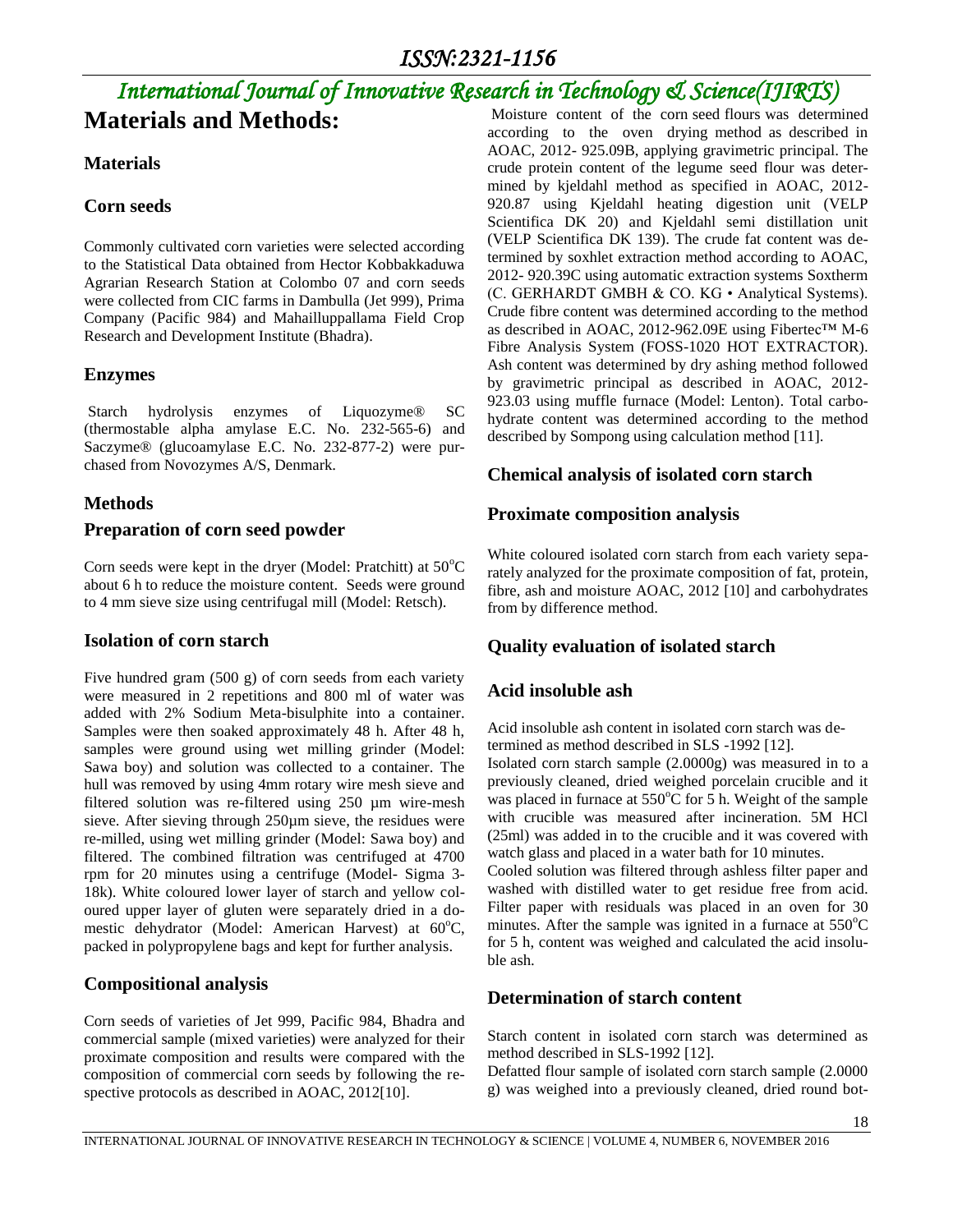# Materials and Methods:

### Materials

### Corn seeds

Commonly cultivated corn varieties were selected according to the Statistical Data obtained from Hector Kobbakkaduwa Agrarian Research Station at Colombo 07 and corn seeds were collected from CIC farms in Dambulla (Jet 999), Prima Company (Pacific 984) and Mahailluppallama Field Crop Research and Development Institute (Bhadra).

### Enzymes

Starch hydrolysis enzymes of Liquozyme® SC (thermostable alpha amylase E.C. No. 232-565-6) and Saczyme® (glucoamylase E.C. No. 232-877-2) were purchased from Novozymes A/S, Denmark.

### Methods

### Preparation of corn seed powder

Corn seeds were kept in the dryer (Model: Pratchitt) at 50°C about 6 h to reduce the moisture content. Seeds were ground to 4 mm sieve size using centrifugal mill (Model: Retsch).

### Isolation of corn starch

Five hundred gram (500 g) of corn seeds from each variety were measured in 2 repetitions and 800 ml of water was added with 2% Sodium Meta-bisulphite into a container. Samples were then soaked approximately 48 h. After 48 h, samples were ground using wet milling grinder (Model: Sawa boy) and solution was collected to a container. The hull was removed by using 4mm rotary wire mesh sieve and filtered solution was re-filtered using 250 µm wire-mesh sieve. After sieving through 250µm sieve, the residues were re-milled, using wet milling grinder (Model: Sawa boy) and filtered. The combined filtration was centrifuged at 4700 rpm for 20 minutes using a centrifuge (Model- Sigma 3-18k). White coloured lower layer of starch and yellow coloured upper layer of gluten were separately dried in a domestic dehydrator (Model: American Harvest) at 60°C, packed in polypropylene bags and kept for further analysis.

### Compositional analysis

Corn seeds of varieties of Jet 999, Pacific 984, Bhadra and commercial sample (mixed varieties) were analyzed for their proximate composition and results were compared with the composition of commercial corn seeds by following the respective protocols as described in AOAC, 2012[10].

Moisture content of the corn seed flours was determined according to the oven drying method as described in AOAC, 2012- 925.09B, applying gravimetric principal. The crude protein content of the legume seed flour was determined by kjeldahl method as specified in AOAC, 2012- 920.87 using Kjeldahl heating digestion unit (VELP Scientifica DK 20) and Kjeldahl semi distillation unit (VELP Scientifica DK 139). The crude fat content was determined by soxhlet extraction method according to AOAC, 2012- 920.39C using automatic extraction systems Soxtherm (C. GERHARDT GMBH & CO. KG • Analytical Systems). Crude fibre content was determined according to the method as described in AOAC, 2012-962.09E using Fibertec™ M-6 Fibre Analysis System (FOSS-1020 HOT EXTRACTOR). Ash content was determined by dry ashing method followed by gravimetric principal as described in AOAC, 2012- 923.03 using muffle furnace (Model: Lenton). Total carbohydrate content was determined according to the method described by Sompong using calculation method [11].

### Chemical analysis of isolated corn starch

### Proximate composition analysis

White coloured isolated corn starch from each variety separately analyzed for the proximate composition of fat, protein, fibre, ash and moisture AOAC, 2012 [10] and carbohydrates from by difference method.

### Quality evaluation of isolated starch

### Acid insoluble ash

Acid insoluble ash content in isolated corn starch was determined as method described in SLS -1992 [12].

Isolated corn starch sample (2.0000g) was measured in to a previously cleaned, dried weighed porcelain crucible and it was placed in furnace at 550°C for 5 h. Weight of the sample with crucible was measured after incineration. 5M HCl (25ml) was added in to the crucible and it was covered with watch glass and placed in a water bath for 10 minutes.

Cooled solution was filtered through ashless filter paper and washed with distilled water to get residue free from acid. Filter paper with residuals was placed in an oven for 30 minutes. After the sample was ignited in a furnace at 550°C for 5 h, content was weighed and calculated the acid insoluble ash.

### Determination of starch content

Starch content in isolated corn starch was determined as method described in SLS-1992 [12].

Defatted flour sample of isolated corn starch sample (2.0000 g) was weighed into a previously cleaned, dried round bot-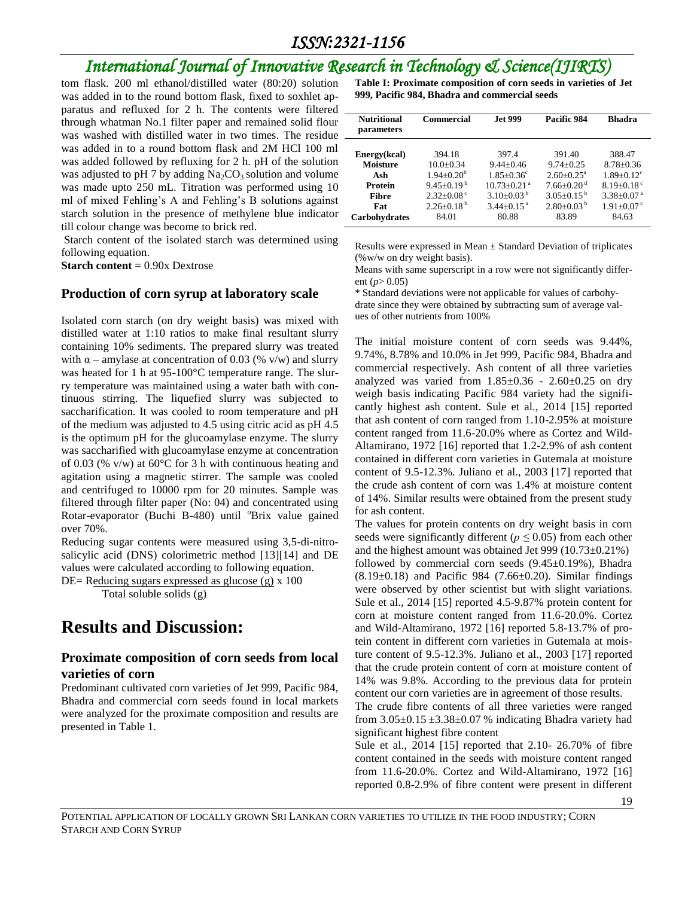tom flask. 200 ml ethanol/distilled water (80:20) solution was added in to the round bottom flask, fixed to soxhlet apparatus and refluxed for 2 h. The contents were filtered through whatman No.1 filter paper and remained solid flour was washed with distilled water in two times. The residue was added in to a round bottom flask and 2M HCl 100 ml was added followed by refluxing for 2 h. pH of the solution was adjusted to pH 7 by adding $Na_2CO_3$ solution and volume was made upto 250 mL. Titration was performed using 10 ml of mixed Fehling's A and Fehling's B solutions against starch solution in the presence of methylene blue indicator till colour change was become to brick red.

Starch content of the isolated starch was determined using following equation.

**Starch content** = 0.90x Dextrose

## Production of corn syrup at laboratory scale

Isolated corn starch (on dry weight basis) was mixed with distilled water at 1:10 ratios to make final resultant slurry containing 10% sediments. The prepared slurry was treated with $\alpha$ – amylase at concentration of 0.03 (% v/w) and slurry was heated for 1 h at 95-100°C temperature range. The slurry temperature was maintained using a water bath with continuous stirring. The liquefied slurry was subjected to saccharification. It was cooled to room temperature and pH of the medium was adjusted to 4.5 using citric acid as pH 4.5 is the optimum pH for the glucoamylase enzyme. The slurry was saccharified with glucoamylase enzyme at concentration of 0.03 (% v/w) at 60°C for 3 h with continuous heating and agitation using a magnetic stirrer. The sample was cooled and centrifuged to 10000 rpm for 20 minutes. Sample was filtered through filter paper (No: 04) and concentrated using Rotar-evaporator (Buchi B-480) until °Brix value gained over 70%.

Reducing sugar contents were measured using 3,5-di-nitrosalicylic acid (DNS) colorimetric method [13][14] and DE values were calculated according to following equation.

$$DE = \frac{\text{Reducing sugars expressed as glucose (g)}}{\text{Total soluble solids (g)}} \times 100$$

# Results and Discussion:

## Proximate composition of corn seeds from local varieties of corn

Predominant cultivated corn varieties of Jet 999, Pacific 984, Bhadra and commercial corn seeds found in local markets were analyzed for the proximate composition and results are presented in Table 1.

**Table I: Proximate composition of corn seeds in varieties of Jet 999, Pacific 984, Bhadra and commercial seeds**

| Nutritional parameters | Commercial | Jet 999 | Pacific 984 | Bhadra |
|---|---|---|---|---|
| Energy(kcal) | 394.18 | 397.4 | 391.40 | 388.47 |
| Moisture | 10.0±0.34 | 9.44±0.46 | 9.74±0.25 | 8.78±0.36 |
| Ash | 1.94±0.20[b] | 1.85±0.36[c] | 2.60±0.25[a] | 1.89±0.12[c] |
| Protein | 9.45±0.19[b] | 10.73±0.21[a] | 7.66±0.20[d] | 8.19±0.18[c] |
| Fibre | 2.32±0.08[c] | 3.10±0.03[b] | 3.05±0.15[b] | 3.38±0.07[a] |
| Fat | 2.26±0.18[b] | 3.44±0.15[a] | 2.80±0.03[b] | 1.91±0.07[c] |
| Carbohydrates | 84.01 | 80.88 | 83.89 | 84.63 |

Results were expressed in Mean ± Standard Deviation of triplicates (%w/w on dry weight basis).

Means with same superscript in a row were not significantly different ($p > 0.05$)

* Standard deviations were not applicable for values of carbohydrate since they were obtained by subtracting sum of average values of other nutrients from 100%

The initial moisture content of corn seeds was 9.44%, 9.74%, 8.78% and 10.0% in Jet 999, Pacific 984, Bhadra and commercial respectively. Ash content of all three varieties analyzed was varied from 1.85±0.36 - 2.60±0.25 on dry weigh basis indicating Pacific 984 variety had the significantly highest ash content. Sule et al., 2014 [15] reported that ash content of corn ranged from 1.10-2.95% at moisture content ranged from 11.6-20.0% where as Cortez and Wild-Altamirano, 1972 [16] reported that 1.2-2.9% of ash content contained in different corn varieties in Gutemala at moisture content of 9.5-12.3%. Juliano et al., 2003 [17] reported that the crude ash content of corn was 1.4% at moisture content of 14%. Similar results were obtained from the present study for ash content.

The values for protein contents on dry weight basis in corn seeds were significantly different ($p \leq 0.05$) from each other and the highest amount was obtained Jet 999 (10.73±0.21%) followed by commercial corn seeds (9.45±0.19%), Bhadra (8.19±0.18) and Pacific 984 (7.66±0.20). Similar findings were observed by other scientist but with slight variations. Sule et al., 2014 [15] reported 4.5-9.87% protein content for corn at moisture content ranged from 11.6-20.0%. Cortez and Wild-Altamirano, 1972 [16] reported 5.8-13.7% of protein content in different corn varieties in Gutemala at moisture content of 9.5-12.3%. Juliano et al., 2003 [17] reported that the crude protein content of corn at moisture content of 14% was 9.8%. According to the previous data for protein content our corn varieties are in agreement of those results.

The crude fibre contents of all three varieties were ranged from 3.05±0.15 ±3.38±0.07 % indicating Bhadra variety had significant highest fibre content

Sule et al., 2014 [15] reported that 2.10- 26.70% of fibre content contained in the seeds with moisture content ranged from 11.6-20.0%. Cortez and Wild-Altamirano, 1972 [16] reported 0.8-2.9% of fibre content were present in different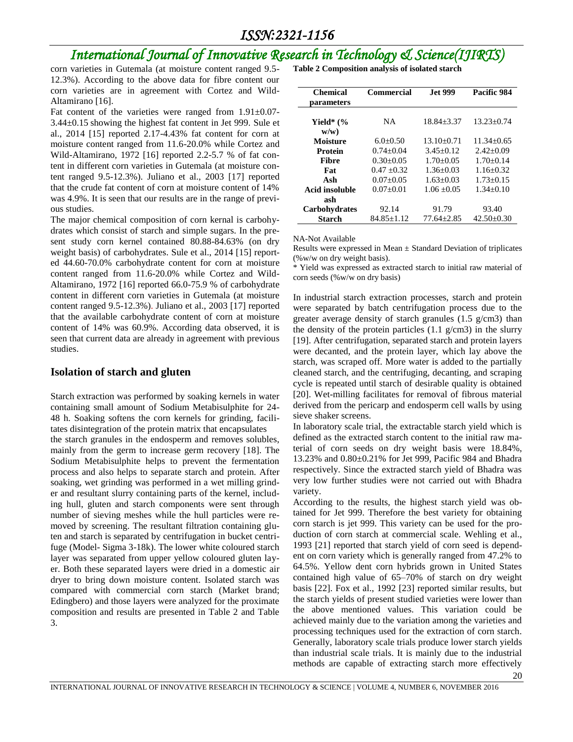corn varieties in Gutemala (at moisture content ranged 9.5-12.3%). According to the above data for fibre content our corn varieties are in agreement with Cortez and Wild-Altamirano [16].

Fat content of the varieties were ranged from 1.91±0.07-3.44±0.15 showing the highest fat content in Jet 999. Sule et al., 2014 [15] reported 2.17-4.43% fat content for corn at moisture content ranged from 11.6-20.0% while Cortez and Wild-Altamirano, 1972 [16] reported 2.2-5.7 % of fat content in different corn varieties in Gutemala (at moisture content ranged 9.5-12.3%). Juliano et al., 2003 [17] reported that the crude fat content of corn at moisture content of 14% was 4.9%. It is seen that our results are in the range of previous studies.

The major chemical composition of corn kernal is carbohydrates which consist of starch and simple sugars. In the present study corn kernel contained 80.88-84.63% (on dry weight basis) of carbohydrates. Sule et al., 2014 [15] reported 44.60-70.0% carbohydrate content for corn at moisture content ranged from 11.6-20.0% while Cortez and Wild-Altamirano, 1972 [16] reported 66.0-75.9 % of carbohydrate content in different corn varieties in Gutemala (at moisture content ranged 9.5-12.3%). Juliano et al., 2003 [17] reported that the available carbohydrate content of corn at moisture content of 14% was 60.9%. According data observed, it is seen that current data are already in agreement with previous studies.

## Isolation of starch and gluten

Starch extraction was performed by soaking kernels in water containing small amount of Sodium Metabisulphite for 24-48 h. Soaking softens the corn kernels for grinding, facilitates disintegration of the protein matrix that encapsulates the starch granules in the endosperm and removes solubles, mainly from the germ to increase germ recovery [18]. The Sodium Metabisulphite helps to prevent the fermentation process and also helps to separate starch and protein. After soaking, wet grinding was performed in a wet milling grinder and resultant slurry containing parts of the kernel, including hull, gluten and starch components were sent through number of sieving meshes while the hull particles were removed by screening. The resultant filtration containing gluten and starch is separated by centrifugation in bucket centrifuge (Model- Sigma 3-18k). The lower white coloured starch layer was separated from upper yellow coloured gluten layer. Both these separated layers were dried in a domestic air dryer to bring down moisture content. Isolated starch was compared with commercial corn starch (Market brand; Edingbero) and those layers were analyzed for the proximate composition and results are presented in Table 2 and Table 3.

**Table 2 Composition analysis of isolated starch**

| Chemical parameters | Commercial | Jet 999 | Pacific 984 |
|---|---|---|---|
| Yield* (% w/w) | NA | 18.84±3.37 | 13.23±0.74 |
| Moisture | 6.0±0.50 | 13.10±0.71 | 11.34±0.65 |
| Protein | 0.74±0.04 | 3.45±0.12 | 2.42±0.09 |
| Fibre | 0.30±0.05 | 1.70±0.05 | 1.70±0.14 |
| Fat | 0.47 ±0.32 | 1.36±0.03 | 1.16±0.32 |
| Ash | 0.07±0.05 | 1.63±0.03 | 1.73±0.15 |
| Acid insoluble ash | 0.07±0.01 | 1.06 ±0.05 | 1.34±0.10 |
| Carbohydrates | 92.14 | 91.79 | 93.40 |
| Starch | 84.85±1.12 | 77.64±2.85 | 42.50±0.30 |

NA-Not Available

Results were expressed in Mean ± Standard Deviation of triplicates (%w/w on dry weight basis).

\* Yield was expressed as extracted starch to initial raw material of corn seeds (%w/w on dry basis)

In industrial starch extraction processes, starch and protein were separated by batch centrifugation process due to the greater average density of starch granules (1.5 g/cm3) than the density of the protein particles (1.1 g/cm3) in the slurry [19]. After centrifugation, separated starch and protein layers were decanted, and the protein layer, which lay above the starch, was scraped off. More water is added to the partially cleaned starch, and the centrifuging, decanting, and scraping cycle is repeated until starch of desirable quality is obtained [20]. Wet-milling facilitates for removal of fibrous material derived from the pericarp and endosperm cell walls by using sieve shaker screens.

In laboratory scale trial, the extractable starch yield which is defined as the extracted starch content to the initial raw material of corn seeds on dry weight basis were 18.84%, 13.23% and 0.80±0.21% for Jet 999, Pacific 984 and Bhadra respectively. Since the extracted starch yield of Bhadra was very low further studies were not carried out with Bhadra variety.

According to the results, the highest starch yield was obtained for Jet 999. Therefore the best variety for obtaining corn starch is jet 999. This variety can be used for the production of corn starch at commercial scale. Wehling et al., 1993 [21] reported that starch yield of corn seed is dependent on corn variety which is generally ranged from 47.2% to 64.5%. Yellow dent corn hybrids grown in United States contained high value of 65–70% of starch on dry weight basis [22]. Fox et al., 1992 [23] reported similar results, but the starch yields of present studied varieties were lower than the above mentioned values. This variation could be achieved mainly due to the variation among the varieties and processing techniques used for the extraction of corn starch. Generally, laboratory scale trials produce lower starch yields than industrial scale trials. It is mainly due to the industrial methods are capable of extracting starch more effectively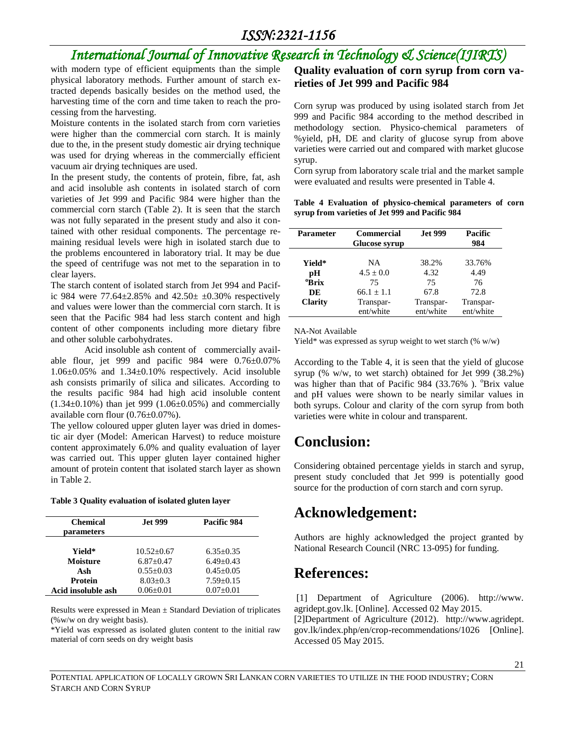with modern type of efficient equipments than the simple physical laboratory methods. Further amount of starch extracted depends basically besides on the method used, the harvesting time of the corn and time taken to reach the processing from the harvesting.

Moisture contents in the isolated starch from corn varieties were higher than the commercial corn starch. It is mainly due to the, in the present study domestic air drying technique was used for drying whereas in the commercially efficient vacuum air drying techniques are used.

In the present study, the contents of protein, fibre, fat, ash and acid insoluble ash contents in isolated starch of corn varieties of Jet 999 and Pacific 984 were higher than the commercial corn starch (Table 2). It is seen that the starch was not fully separated in the present study and also it contained with other residual components. The percentage remaining residual levels were high in isolated starch due to the problems encountered in laboratory trial. It may be due the speed of centrifuge was not met to the separation in to clear layers.

The starch content of isolated starch from Jet 994 and Pacific 984 were 77.64±2.85% and 42.50± ±0.30% respectively and values were lower than the commercial corn starch. It is seen that the Pacific 984 had less starch content and high content of other components including more dietary fibre and other soluble carbohydrates.

Acid insoluble ash content of commercially available flour, jet 999 and pacific 984 were 0.76±0.07% 1.06±0.05% and 1.34±0.10% respectively. Acid insoluble ash consists primarily of silica and silicates. According to the results pacific 984 had high acid insoluble content (1.34±0.10%) than jet 999 (1.06±0.05%) and commercially available corn flour (0.76±0.07%).

The yellow coloured upper gluten layer was dried in domestic air dyer (Model: American Harvest) to reduce moisture content approximately 6.0% and quality evaluation of layer was carried out. This upper gluten layer contained higher amount of protein content that isolated starch layer as shown in Table 2.

**Table 3 Quality evaluation of isolated gluten layer**

| Chemical parameters | Jet 999 | Pacific 984 |
|---|---|---|
| Yield* | 10.52±0.67 | 6.35±0.35 |
| Moisture | 6.87±0.47 | 6.49±0.43 |
| Ash | 0.55±0.03 | 0.45±0.05 |
| Protein | 8.03±0.3 | 7.59±0.15 |
| Acid insoluble ash | 0.06±0.01 | 0.07±0.01 |

Results were expressed in Mean ± Standard Deviation of triplicates (%w/w on dry weight basis).

*Yield was expressed as isolated gluten content to the initial raw material of corn seeds on dry weight basis

## Quality evaluation of corn syrup from corn varieties of Jet 999 and Pacific 984

Corn syrup was produced by using isolated starch from Jet 999 and Pacific 984 according to the method described in methodology section. Physico-chemical parameters of %yield, pH, DE and clarity of glucose syrup from above varieties were carried out and compared with market glucose syrup.

Corn syrup from laboratory scale trial and the market sample were evaluated and results were presented in Table 4.

**Table 4 Evaluation of physico-chemical parameters of corn syrup from varieties of Jet 999 and Pacific 984**

| Parameter | Commercial Glucose syrup | Jet 999 | Pacific 984 |
|---|---|---|---|
| Yield* | NA | 38.2% | 33.76% |
| pH | 4.5 ± 0.0 | 4.32 | 4.49 |
| °Brix | 75 | 75 | 76 |
| DE | 66.1 ± 1.1 | 67.8 | 72.8 |
| Clarity | Transparent/white | Transparent/white | Transparent/white |

NA-Not Available

Yield* was expressed as syrup weight to wet starch (% w/w)

According to the Table 4, it is seen that the yield of glucose syrup (% w/w, to wet starch) obtained for Jet 999 (38.2%) was higher than that of Pacific 984 (33.76% ). °Brix value and pH values were shown to be nearly similar values in both syrups. Colour and clarity of the corn syrup from both varieties were white in colour and transparent.

# Conclusion:

Considering obtained percentage yields in starch and syrup, present study concluded that Jet 999 is potentially good source for the production of corn starch and corn syrup.

# Acknowledgement:

Authors are highly acknowledged the project granted by National Research Council (NRC 13-095) for funding.

# References:

[1] Department of Agriculture (2006). http://www.agridept.gov.lk. [Online]. Accessed 02 May 2015.

[2] Department of Agriculture (2012). http://www.agridept.gov.lk/index.php/en/crop-recommendations/1026 [Online]. Accessed 05 May 2015.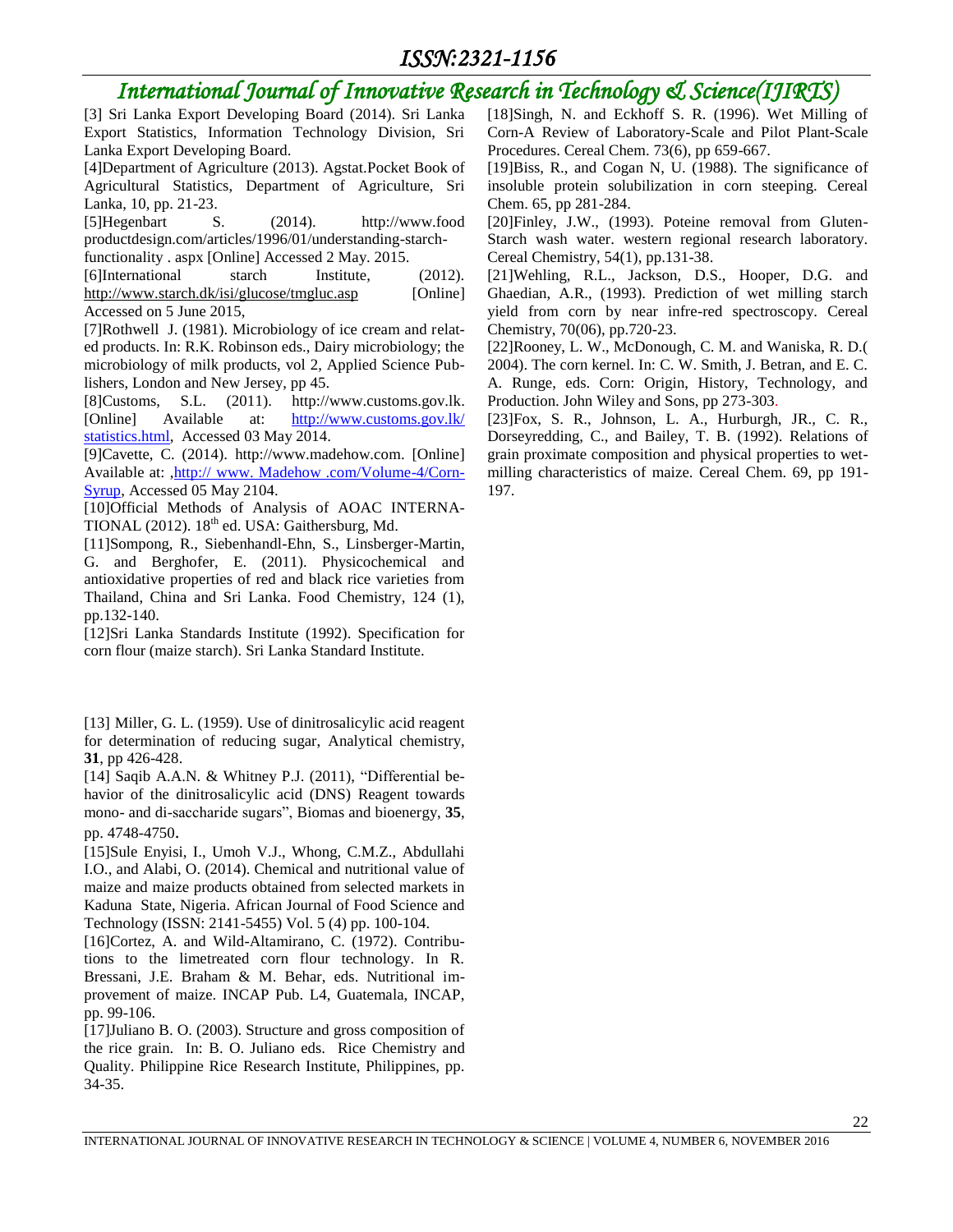[3] Sri Lanka Export Developing Board (2014). Sri Lanka Export Statistics, Information Technology Division, Sri Lanka Export Developing Board.

[4]Department of Agriculture (2013). Agstat.Pocket Book of Agricultural Statistics, Department of Agriculture, Sri Lanka, 10, pp. 21-23.

[5]Hegenbart S. (2014). http://www.food productdesign.com/articles/1996/01/understanding-starch-functionality . aspx [Online] Accessed 2 May. 2015.

[6]International starch Institute, (2012). http://www.starch.dk/isi/glucose/tmgluc.asp [Online] Accessed on 5 June 2015,

[7]Rothwell J. (1981). Microbiology of ice cream and related products. In: R.K. Robinson eds., Dairy microbiology; the microbiology of milk products, vol 2, Applied Science Publishers, London and New Jersey, pp 45.

[8]Customs, S.L. (2011). http://www.customs.gov.lk. [Online] Available at: http://www.customs.gov.lk/statistics.html, Accessed 03 May 2014.

[9]Cavette, C. (2014). http://www.madehow.com. [Online] Available at: ,http:// www. Madehow .com/Volume-4/Corn-Syrup, Accessed 05 May 2104.

[10]Official Methods of Analysis of AOAC INTERNATIONAL (2012). 18th ed. USA: Gaithersburg, Md.

[11]Sompong, R., Siebenhandl-Ehn, S., Linsberger-Martin, G. and Berghofer, E. (2011). Physicochemical and antioxidative properties of red and black rice varieties from Thailand, China and Sri Lanka. Food Chemistry, 124 (1), pp.132-140.

[12]Sri Lanka Standards Institute (1992). Specification for corn flour (maize starch). Sri Lanka Standard Institute.

[13] Miller, G. L. (1959). Use of dinitrosalicylic acid reagent for determination of reducing sugar, Analytical chemistry, **31**, pp 426-428.

[14] Saqib A.A.N. & Whitney P.J. (2011), "Differential behavior of the dinitrosalicylic acid (DNS) Reagent towards mono- and di-saccharide sugars", Biomas and bioenergy, **35**, pp. 4748-4750.

[15]Sule Enyisi, I., Umoh V.J., Whong, C.M.Z., Abdullahi I.O., and Alabi, O. (2014). Chemical and nutritional value of maize and maize products obtained from selected markets in Kaduna State, Nigeria. African Journal of Food Science and Technology (ISSN: 2141-5455) Vol. 5 (4) pp. 100-104.

[16]Cortez, A. and Wild-Altamirano, C. (1972). Contributions to the limetreated corn flour technology. In R. Bressani, J.E. Braham & M. Behar, eds. Nutritional improvement of maize. INCAP Pub. L4, Guatemala, INCAP, pp. 99-106.

[17]Juliano B. O. (2003). Structure and gross composition of the rice grain. In: B. O. Juliano eds. Rice Chemistry and Quality. Philippine Rice Research Institute, Philippines, pp. 34-35.

[18]Singh, N. and Eckhoff S. R. (1996). Wet Milling of Corn-A Review of Laboratory-Scale and Pilot Plant-Scale Procedures. Cereal Chem. 73(6), pp 659-667.

[19]Biss, R., and Cogan N, U. (1988). The significance of insoluble protein solubilization in corn steeping. Cereal Chem. 65, pp 281-284.

[20]Finley, J.W., (1993). Poteine removal from Gluten-Starch wash water. western regional research laboratory. Cereal Chemistry, 54(1), pp.131-38.

[21]Wehling, R.L., Jackson, D.S., Hooper, D.G. and Ghaedian, A.R., (1993). Prediction of wet milling starch yield from corn by near infre-red spectroscopy. Cereal Chemistry, 70(06), pp.720-23.

[22]Rooney, L. W., McDonough, C. M. and Waniska, R. D.( 2004). The corn kernel. In: C. W. Smith, J. Betran, and E. C. A. Runge, eds. Corn: Origin, History, Technology, and Production. John Wiley and Sons, pp 273-303.

[23]Fox, S. R., Johnson, L. A., Hurburgh, JR., C. R., Dorseyredding, C., and Bailey, T. B. (1992). Relations of grain proximate composition and physical properties to wet-milling characteristics of maize. Cereal Chem. 69, pp 191-197.